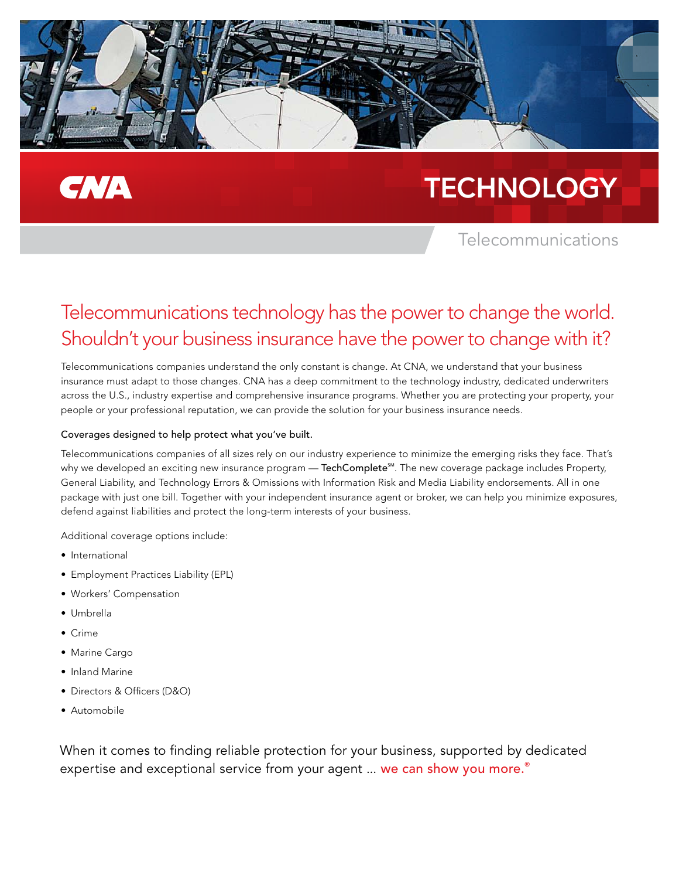CNA

# TECHNOLOGY

Telecommunications

## Telecommunications technology has the power to change the world. Shouldn't your business insurance have the power to change with it?

Telecommunications companies understand the only constant is change. At CNA, we understand that your business insurance must adapt to those changes. CNA has a deep commitment to the technology industry, dedicated underwriters across the U.S., industry expertise and comprehensive insurance programs. Whether you are protecting your property, your people or your professional reputation, we can provide the solution for your business insurance needs.

### Coverages designed to help protect what you've built.

Telecommunications companies of all sizes rely on our industry experience to minimize the emerging risks they face. That's why we developed an exciting new insurance program — **TechComplete**℠. The new coverage package includes Property, General Liability, and Technology Errors & Omissions with Information Risk and Media Liability endorsements. All in one package with just one bill. Together with your independent insurance agent or broker, we can help you minimize exposures, defend against liabilities and protect the long-term interests of your business.

Additional coverage options include:

- International
- Employment Practices Liability (EPL)
- Workers' Compensation
- Umbrella
- Crime
- Marine Cargo
- Inland Marine
- Directors & Officers (D&O)
- Automobile

When it comes to finding reliable protection for your business, supported by dedicated expertise and exceptional service from your agent … we can show you more.®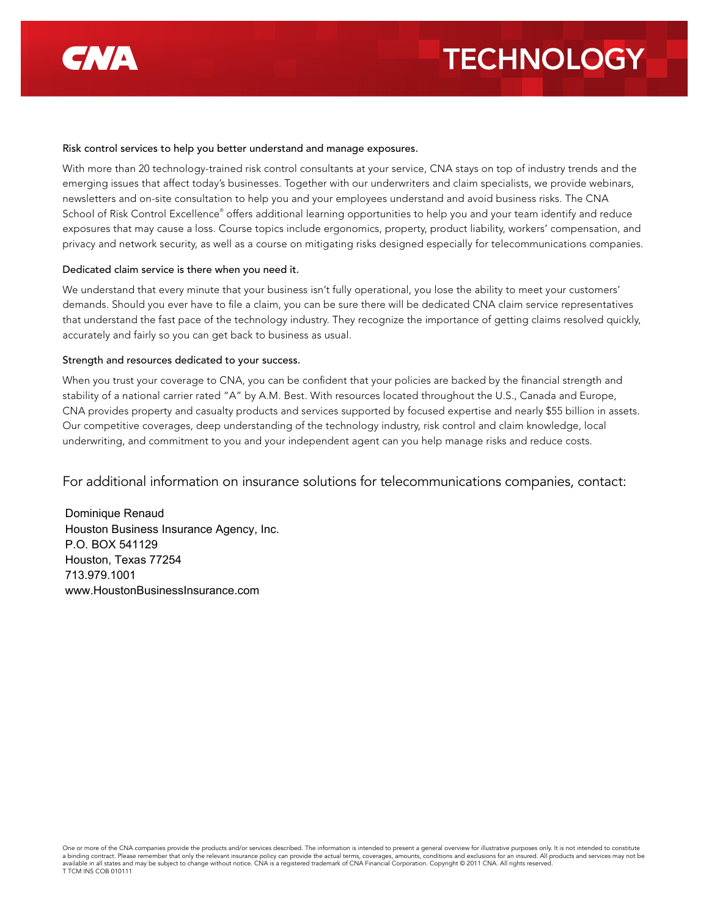CNA

# TECHNOLOGY

### Risk control services to help you better understand and manage exposures.

With more than 20 technology-trained risk control consultants at your service, CNA stays on top of industry trends and the emerging issues that affect today's businesses. Together with our underwriters and claim specialists, we provide webinars, newsletters and on-site consultation to help you and your employees understand and avoid business risks. The CNA School of Risk Control Excellence® offers additional learning opportunities to help you and your team identify and reduce exposures that may cause a loss. Course topics include ergonomics, property, product liability, workers' compensation, and privacy and network security, as well as a course on mitigating risks designed especially for telecommunications companies.

### Dedicated claim service is there when you need it.

We understand that every minute that your business isn't fully operational, you lose the ability to meet your customers' demands. Should you ever have to file a claim, you can be sure there will be dedicated CNA claim service representatives that understand the fast pace of the technology industry. They recognize the importance of getting claims resolved quickly, accurately and fairly so you can get back to business as usual.

### Strength and resources dedicated to your success.

When you trust your coverage to CNA, you can be confident that your policies are backed by the financial strength and stability of a national carrier rated "A" by A.M. Best. With resources located throughout the U.S., Canada and Europe, CNA provides property and casualty products and services supported by focused expertise and nearly $55 billion in assets. Our competitive coverages, deep understanding of the technology industry, risk control and claim knowledge, local underwriting, and commitment to you and your independent agent can you help manage risks and reduce costs.

## For additional information on insurance solutions for telecommunications companies, contact:

Dominique Renaud
Houston Business Insurance Agency, Inc.
P.O. BOX 541129
Houston, Texas 77254
713.979.1001
www.HoustonBusinessInsurance.com

One or more of the CNA companies provide the products and/or services described. The information is intended to present a general overview for illustrative purposes only. It is not intended to constitute a binding contract. Please remember that only the relevant insurance policy can provide the actual terms, coverages, amounts, conditions and exclusions for an insured. All products and services may not be available in all states and may be subject to change without notice. CNA is a registered trademark of CNA Financial Corporation. Copyright © 2011 CNA. All rights reserved.
T TCM INS COB 010111